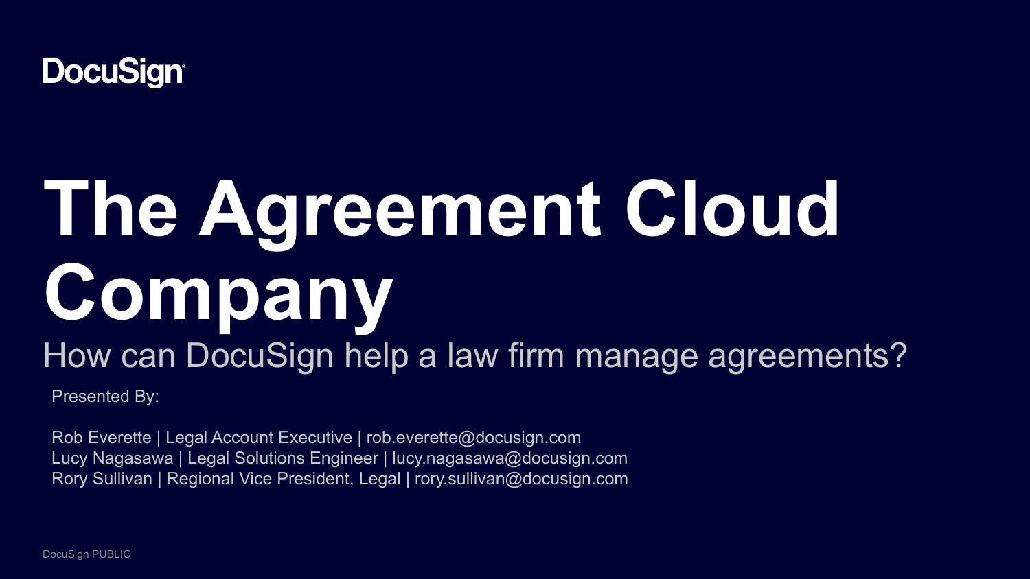DocuSign

# The Agreement Cloud Company

## How can DocuSign help a law firm manage agreements?

Presented By:

Rob Everette | Legal Account Executive | rob.everette@docusign.com
Lucy Nagasawa | Legal Solutions Engineer | lucy.nagasawa@docusign.com
Rory Sullivan | Regional Vice President, Legal | rory.sullivan@docusign.com

DocuSign PUBLIC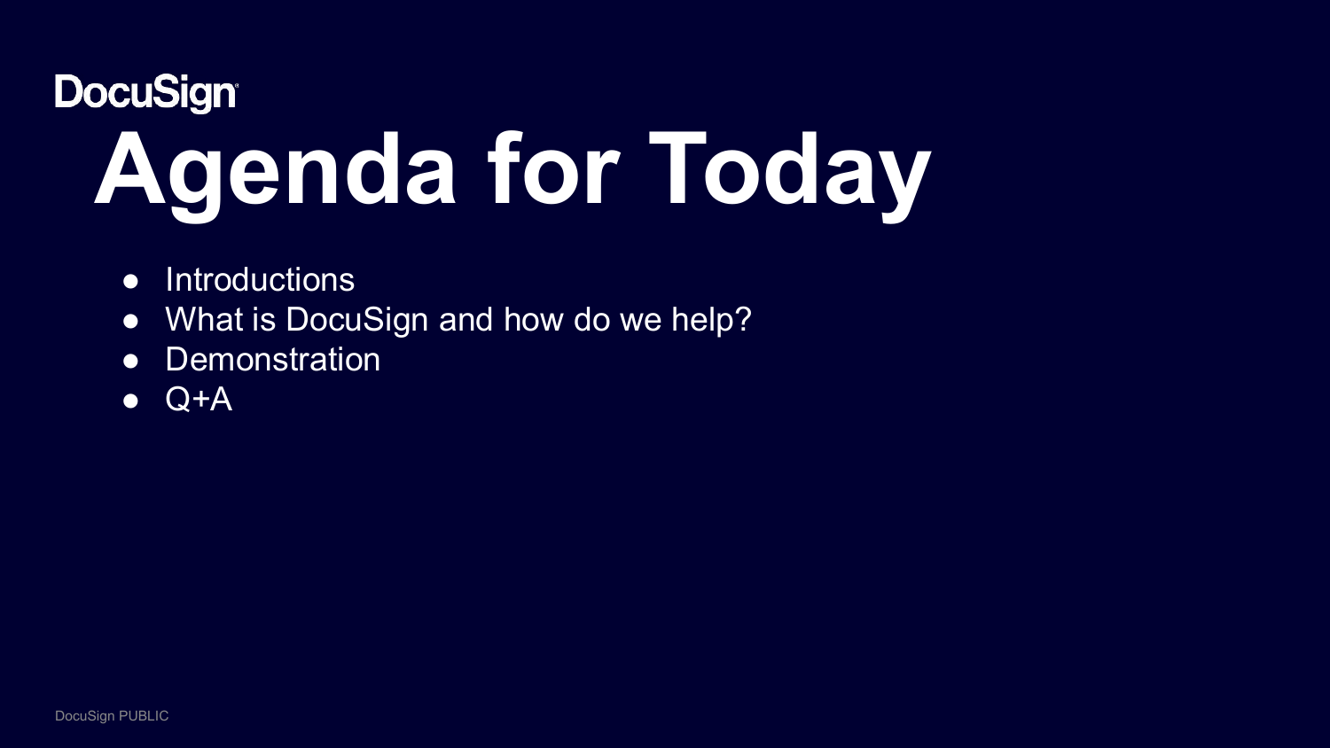DocuSign

# Agenda for Today

- Introductions
- What is DocuSign and how do we help?
- Demonstration
- Q+A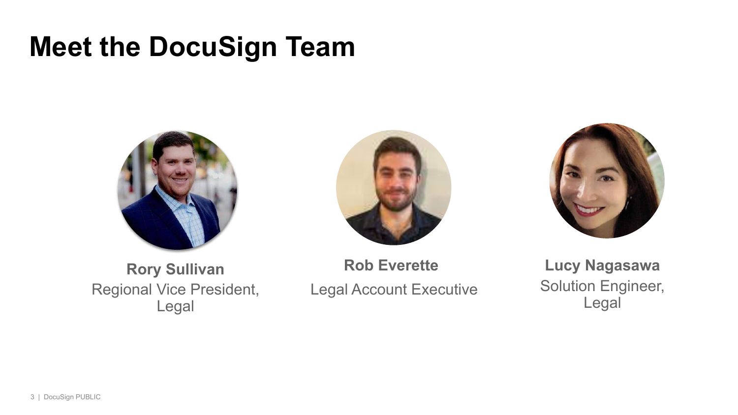# Meet the DocuSign Team

**Rory Sullivan**
Regional Vice President, Legal

**Rob Everette**
Legal Account Executive

**Lucy Nagasawa**
Solution Engineer, Legal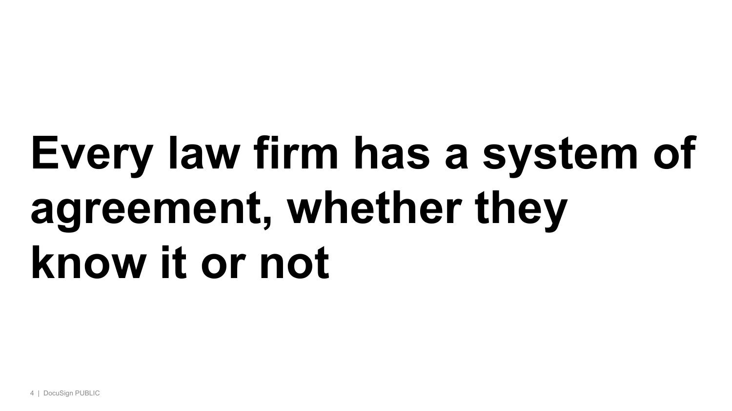# Every law firm has a system of agreement, whether they know it or not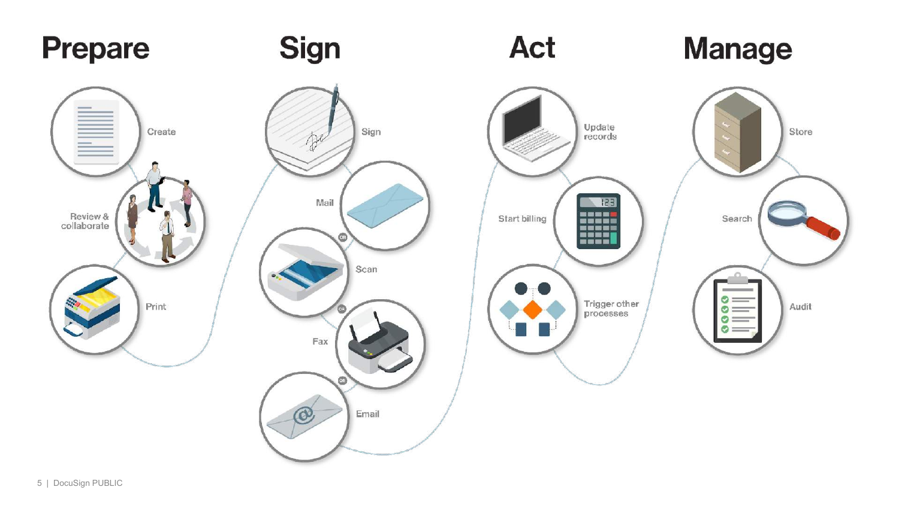## Prepare

- Create
- Review & collaborate
- Print

## Sign

- Sign
- Mail
- OR
- Scan
- OR
- Fax
- OR
- Email

## Act

- Update records
- Start billing
- Trigger other processes

## Manage

- Store
- Search
- Audit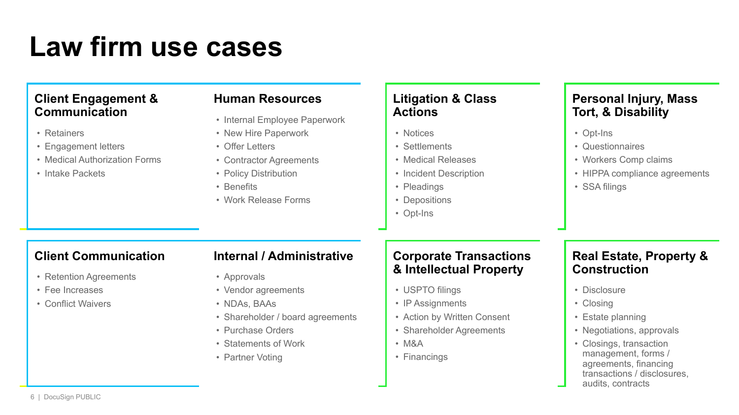# Law firm use cases

## Client Engagement & Communication

- Retainers
- Engagement letters
- Medical Authorization Forms
- Intake Packets

## Human Resources

- Internal Employee Paperwork
- New Hire Paperwork
- Offer Letters
- Contractor Agreements
- Policy Distribution
- Benefits
- Work Release Forms

## Litigation & Class Actions

- Notices
- Settlements
- Medical Releases
- Incident Description
- Pleadings
- Depositions
- Opt-Ins

## Personal Injury, Mass Tort, & Disability

- Opt-Ins
- Questionnaires
- Workers Comp claims
- HIPPA compliance agreements
- SSA filings

## Client Communication

- Retention Agreements
- Fee Increases
- Conflict Waivers

## Internal / Administrative

- Approvals
- Vendor agreements
- NDAs, BAAs
- Shareholder / board agreements
- Purchase Orders
- Statements of Work
- Partner Voting

## Corporate Transactions & Intellectual Property

- USPTO filings
- IP Assignments
- Action by Written Consent
- Shareholder Agreements
- M&A
- Financings

## Real Estate, Property & Construction

- Disclosure
- Closing
- Estate planning
- Negotiations, approvals
- Closings, transaction management, forms / agreements, financing transactions / disclosures, audits, contracts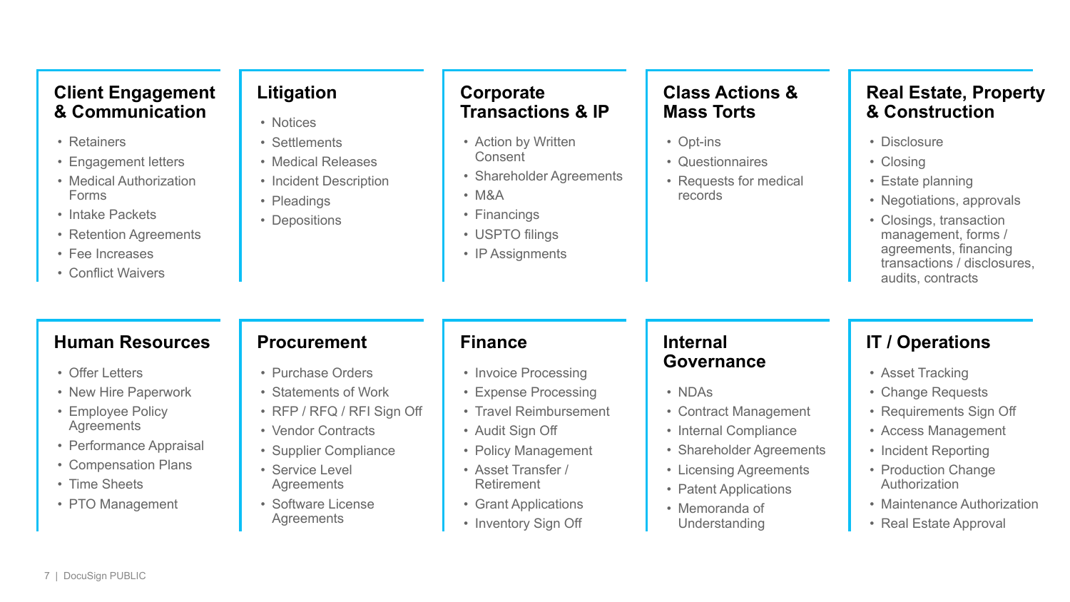## Client Engagement & Communication

- Retainers
- Engagement letters
- Medical Authorization Forms
- Intake Packets
- Retention Agreements
- Fee Increases
- Conflict Waivers

## Litigation

- Notices
- Settlements
- Medical Releases
- Incident Description
- Pleadings
- Depositions

## Corporate Transactions & IP

- Action by Written Consent
- Shareholder Agreements
- M&A
- Financings
- USPTO filings
- IP Assignments

## Class Actions & Mass Torts

- Opt-ins
- Questionnaires
- Requests for medical records

## Real Estate, Property & Construction

- Disclosure
- Closing
- Estate planning
- Negotiations, approvals
- Closings, transaction management, forms / agreements, financing transactions / disclosures, audits, contracts

## Human Resources

- Offer Letters
- New Hire Paperwork
- Employee Policy Agreements
- Performance Appraisal
- Compensation Plans
- Time Sheets
- PTO Management

## Procurement

- Purchase Orders
- Statements of Work
- RFP / RFQ / RFI Sign Off
- Vendor Contracts
- Supplier Compliance
- Service Level Agreements
- Software License Agreements

## Finance

- Invoice Processing
- Expense Processing
- Travel Reimbursement
- Audit Sign Off
- Policy Management
- Asset Transfer / Retirement
- Grant Applications
- Inventory Sign Off

## Internal Governance

- NDAs
- Contract Management
- Internal Compliance
- Shareholder Agreements
- Licensing Agreements
- Patent Applications
- Memoranda of Understanding

## IT / Operations

- Asset Tracking
- Change Requests
- Requirements Sign Off
- Access Management
- Incident Reporting
- Production Change Authorization
- Maintenance Authorization
- Real Estate Approval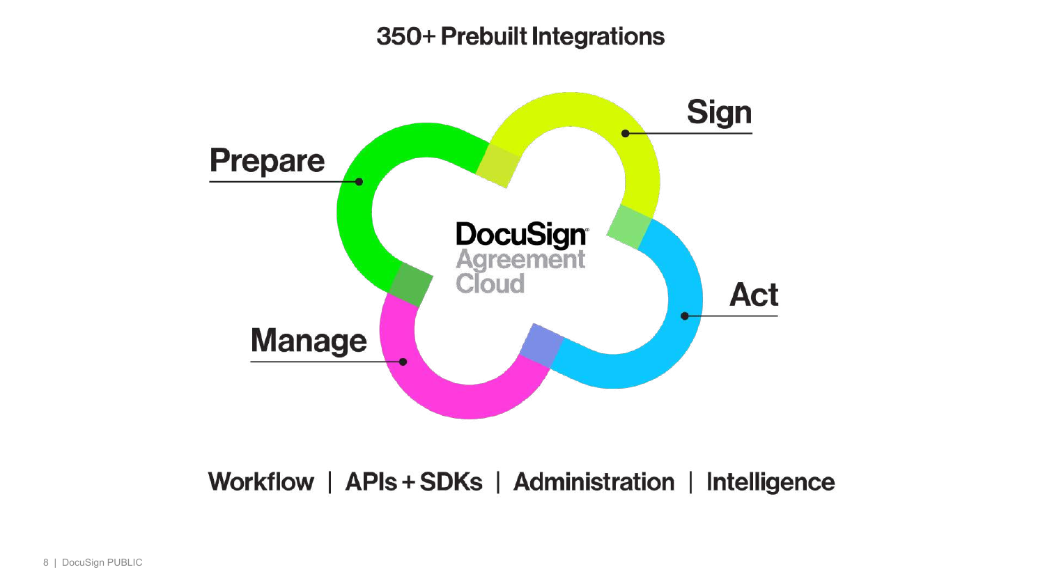# 350+ Prebuilt Integrations

**DocuSign Agreement Cloud**

- Prepare
- Sign
- Act
- Manage

Workflow | APIs + SDKs | Administration | Intelligence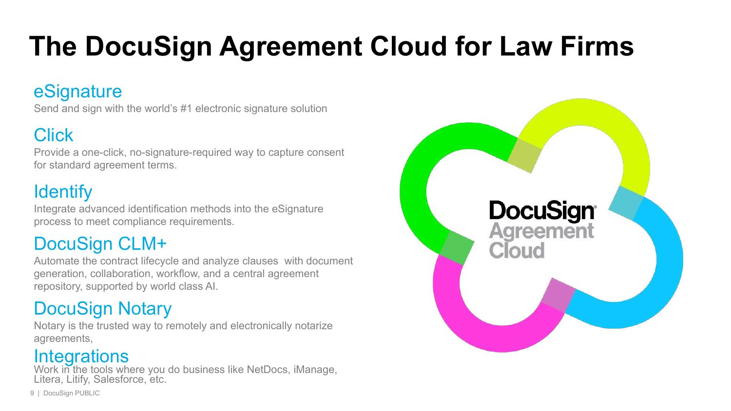# The DocuSign Agreement Cloud for Law Firms

## eSignature

Send and sign with the world's #1 electronic signature solution

## Click

Provide a one-click, no-signature-required way to capture consent for standard agreement terms.

## Identify

Integrate advanced identification methods into the eSignature process to meet compliance requirements.

## DocuSign CLM+

Automate the contract lifecycle and analyze clauses with document generation, collaboration, workflow, and a central agreement repository, supported by world class AI.

## DocuSign Notary

Notary is the trusted way to remotely and electronically notarize agreements,

## Integrations

Work in the tools where you do business like NetDocs, iManage, Litera, Litify, Salesforce, etc.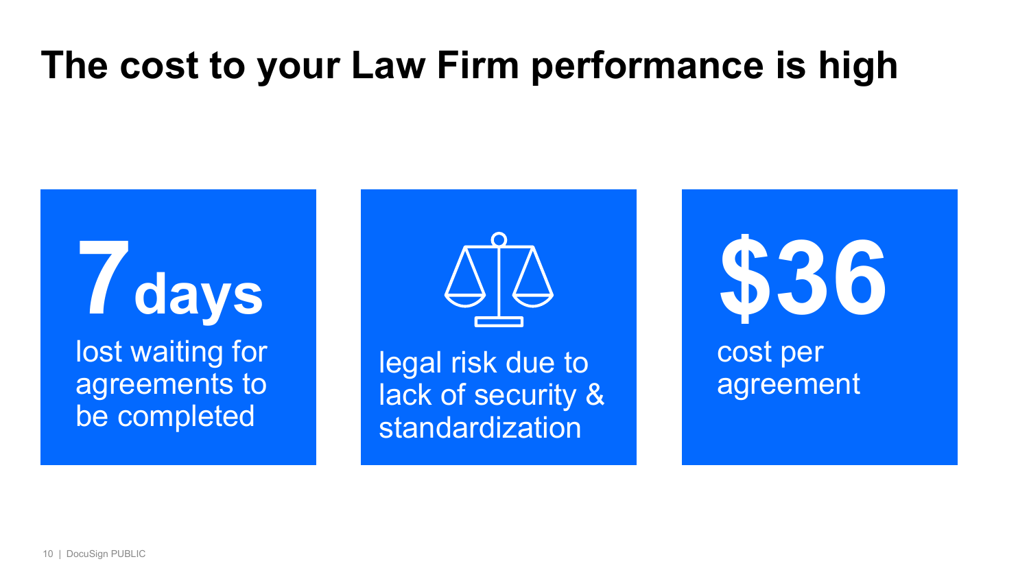# The cost to your Law Firm performance is high

**7 days**

lost waiting for agreements to be completed

legal risk due to lack of security & standardization

**$36**

cost per agreement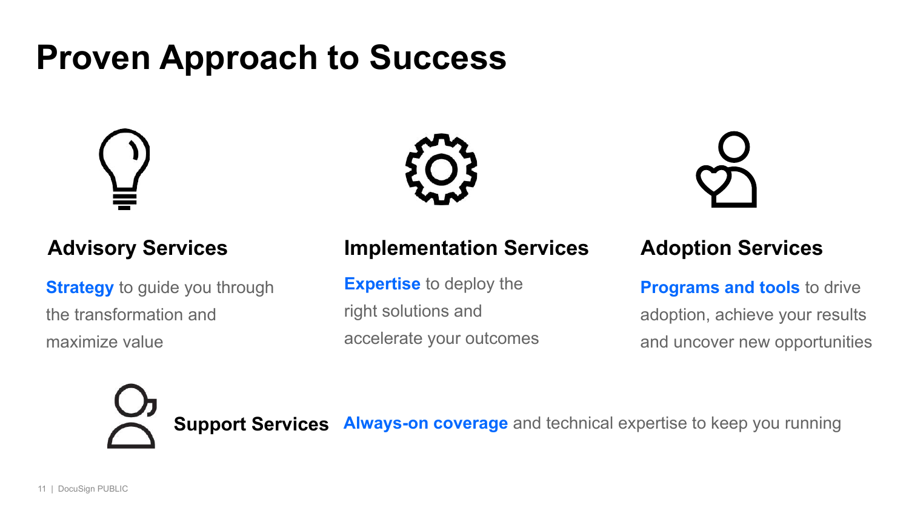# Proven Approach to Success

### Advisory Services

**Strategy** to guide you through the transformation and maximize value

### Implementation Services

**Expertise** to deploy the right solutions and accelerate your outcomes

### Adoption Services

**Programs and tools** to drive adoption, achieve your results and uncover new opportunities

### Support Services

**Always-on coverage** and technical expertise to keep you running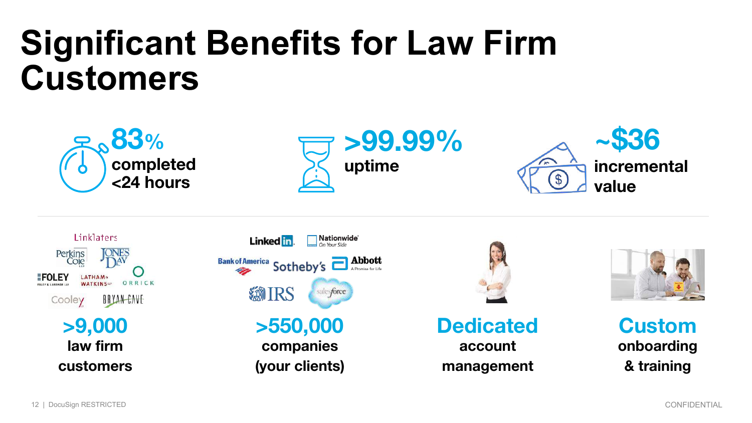# Significant Benefits for Law Firm Customers

**83%** completed <24 hours

**>99.99%** uptime

**~$36** incremental value

Linklaters, Perkins Coie, Jones Day, Foley, Latham & Watkins, Orrick, Cooley, Bryan Cave

**>9,000** law firm customers

LinkedIn, Nationwide, Bank of America, Sotheby's, Abbott, IRS, salesforce

**>550,000** companies (your clients)

**Dedicated** account management

**Custom** onboarding & training

CONFIDENTIAL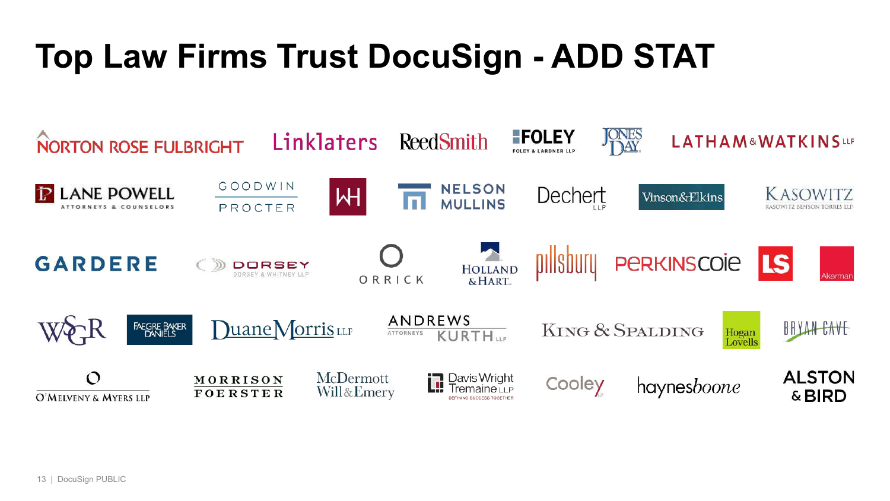# Top Law Firms Trust DocuSign - ADD STAT

NORTON ROSE FULBRIGHT | Linklaters | ReedSmith | FOLEY (FOLEY & LARDNER LLP) | JONES DAY | LATHAM & WATKINS LLP

LANE POWELL (ATTORNEYS & COUNSELORS) | GOODWIN PROCTER | WH | NELSON MULLINS | Dechert LLP | Vinson&Elkins | KASOWITZ (KASOWITZ BENSON TORRES LLP)

GARDERE | DORSEY (DORSEY & WHITNEY LLP) | ORRICK | HOLLAND & HART | pillsbury | PERKINS COIE | LS | Akerman

WSGR | FAEGRE BAKER DANIELS | DuaneMorris LLP | ANDREWS KURTH LLP (ATTORNEYS) | KING & SPALDING | Hogan Lovells | BRYAN CAVE

O'MELVENY & MYERS LLP | MORRISON FOERSTER | McDermott Will & Emery | Davis Wright Tremaine LLP (DEFINING SUCCESS TOGETHER) | Cooley | haynesboone | ALSTON & BIRD

DocuSign PUBLIC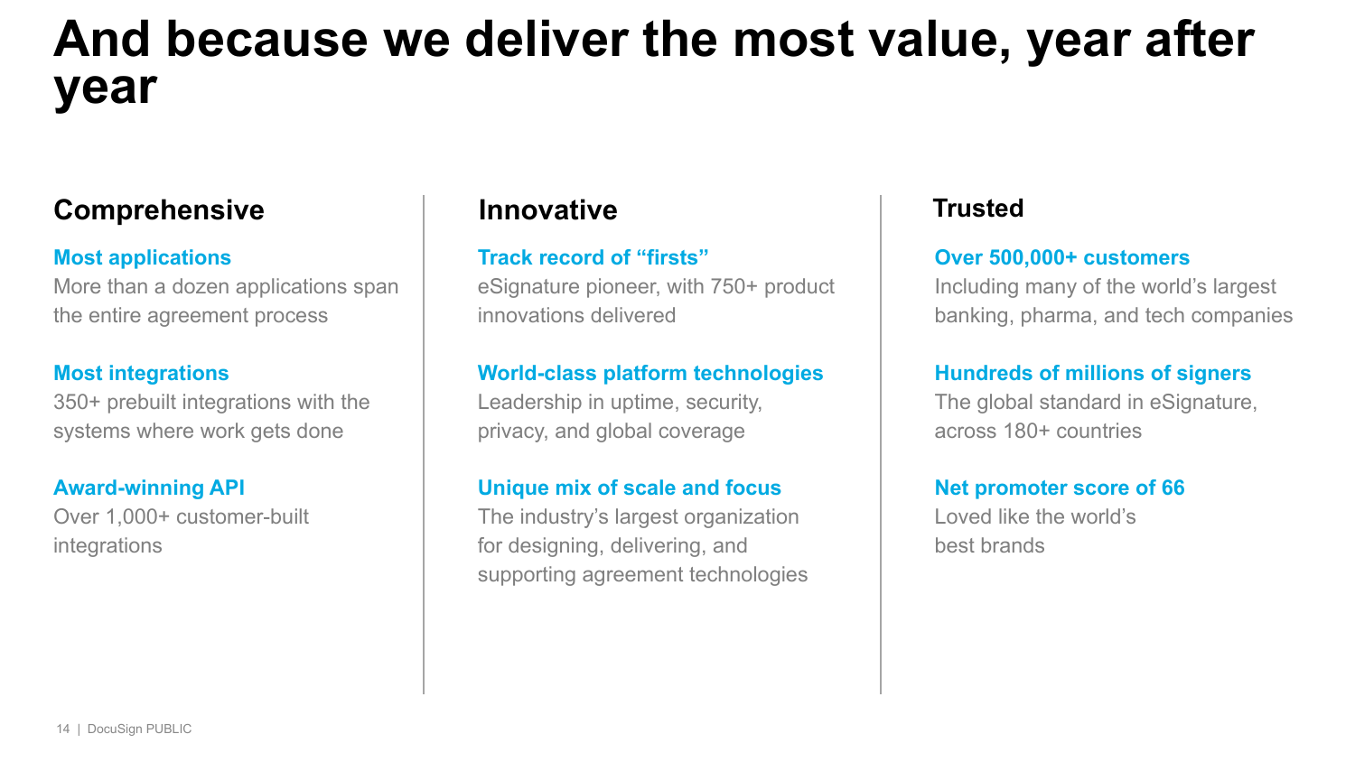# And because we deliver the most value, year after year

## Comprehensive

**Most applications**
More than a dozen applications span the entire agreement process

**Most integrations**
350+ prebuilt integrations with the systems where work gets done

**Award-winning API**
Over 1,000+ customer-built integrations

## Innovative

**Track record of "firsts"**
eSignature pioneer, with 750+ product innovations delivered

**World-class platform technologies**
Leadership in uptime, security, privacy, and global coverage

**Unique mix of scale and focus**
The industry's largest organization for designing, delivering, and supporting agreement technologies

## Trusted

**Over 500,000+ customers**
Including many of the world's largest banking, pharma, and tech companies

**Hundreds of millions of signers**
The global standard in eSignature, across 180+ countries

**Net promoter score of 66**
Loved like the world's best brands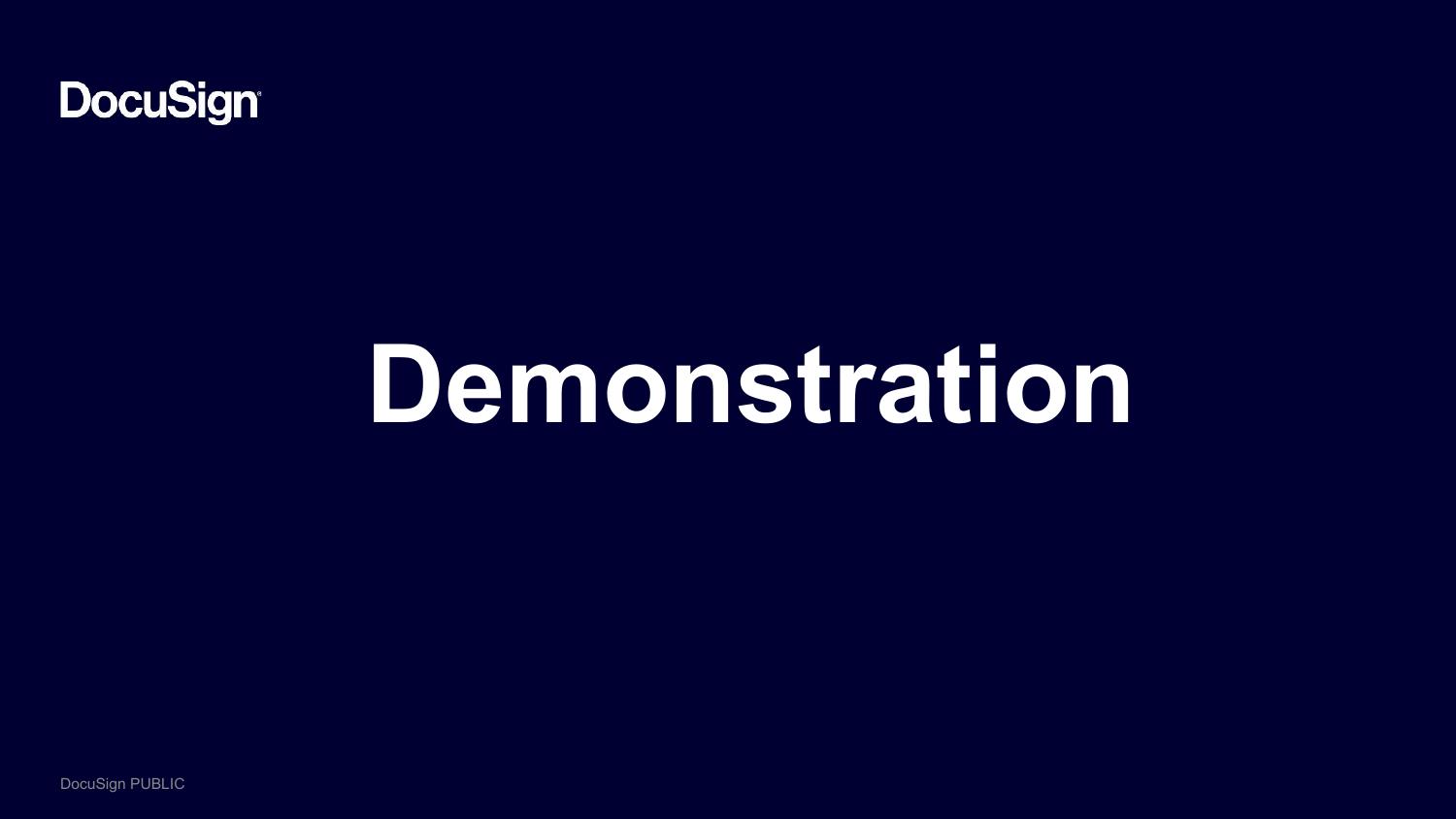DocuSign

# Demonstration

DocuSign PUBLIC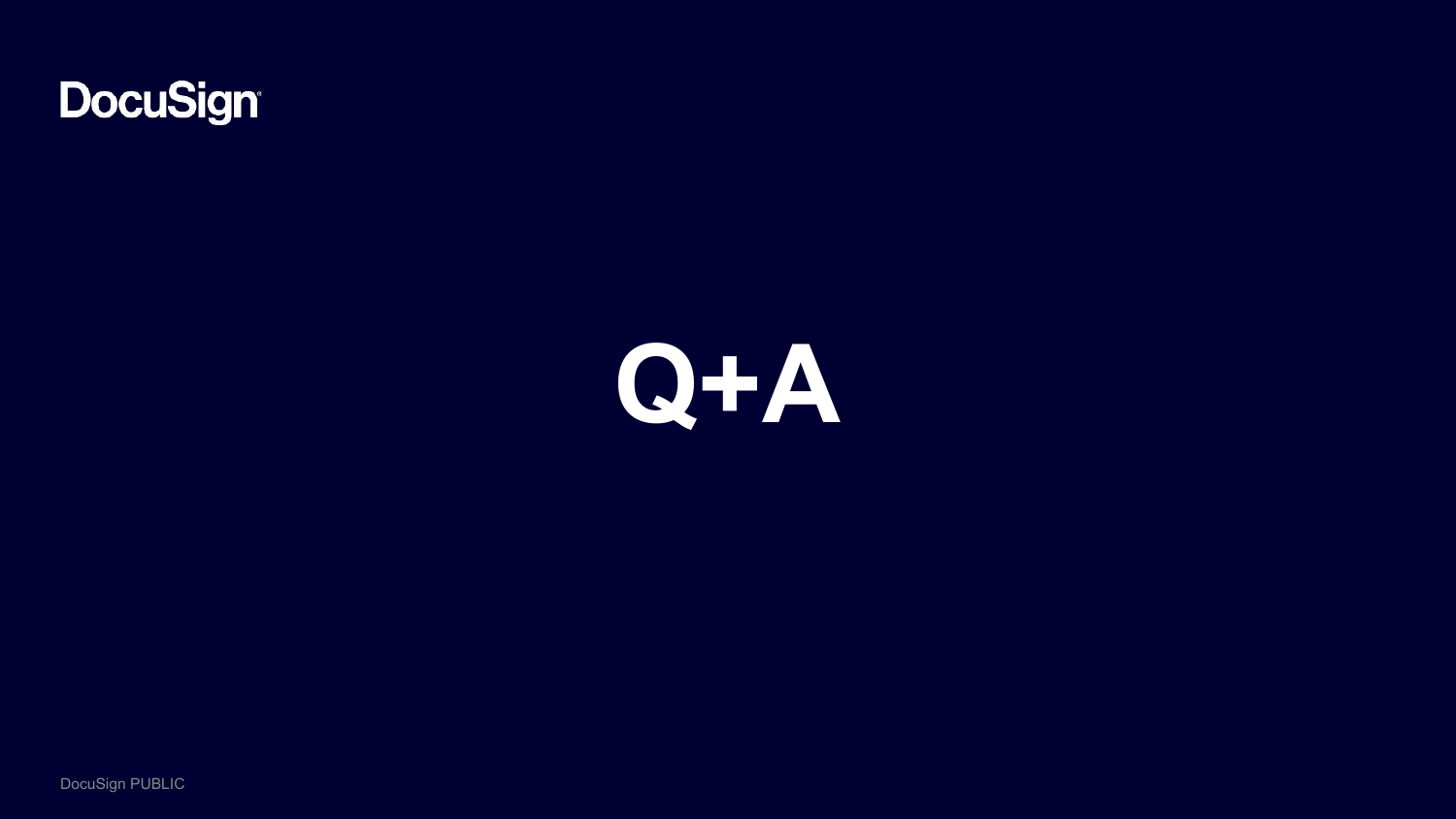DocuSign

# Q+A

DocuSign PUBLIC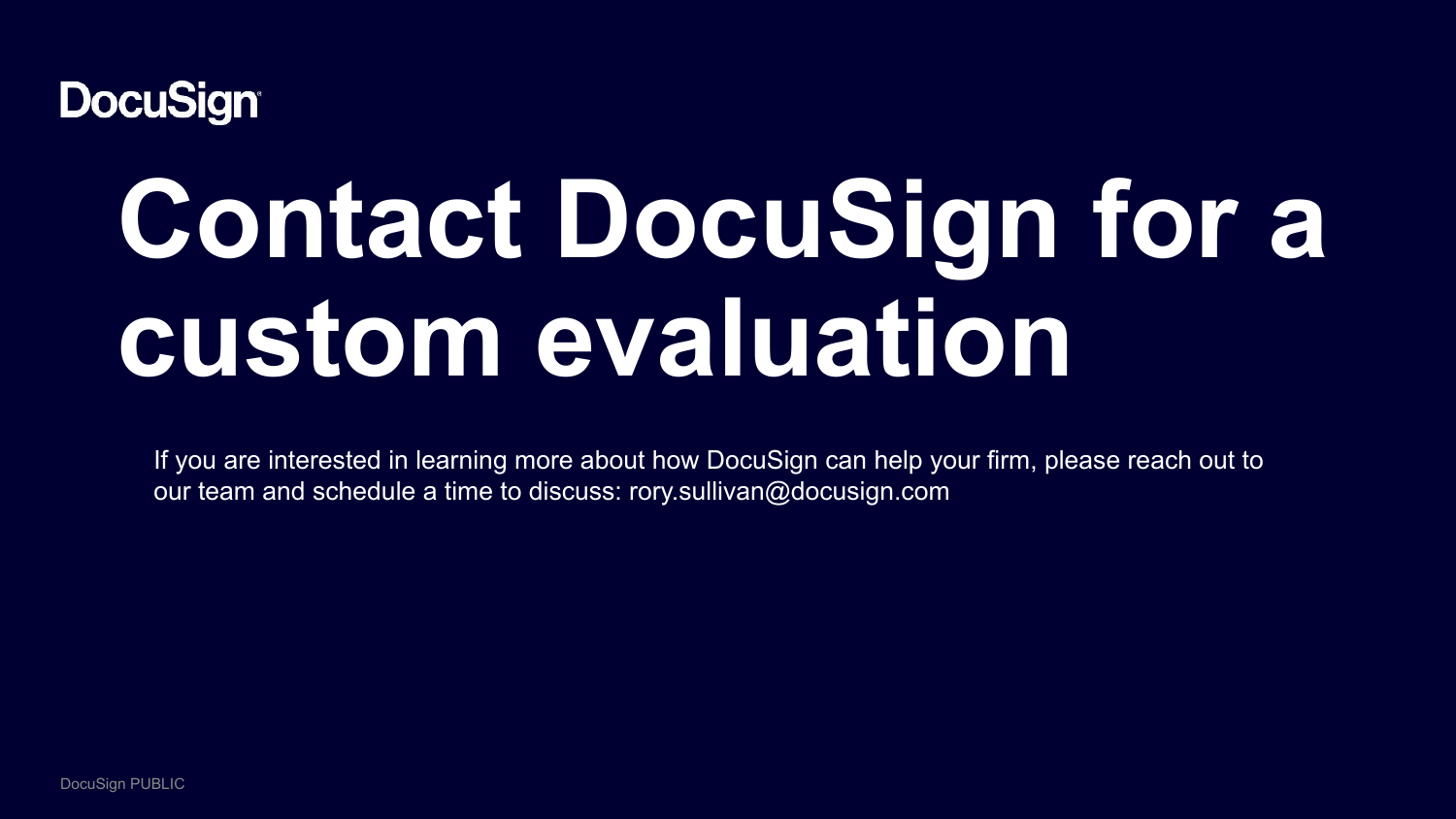DocuSign

# Contact DocuSign for a custom evaluation

If you are interested in learning more about how DocuSign can help your firm, please reach out to our team and schedule a time to discuss: rory.sullivan@docusign.com

DocuSign PUBLIC